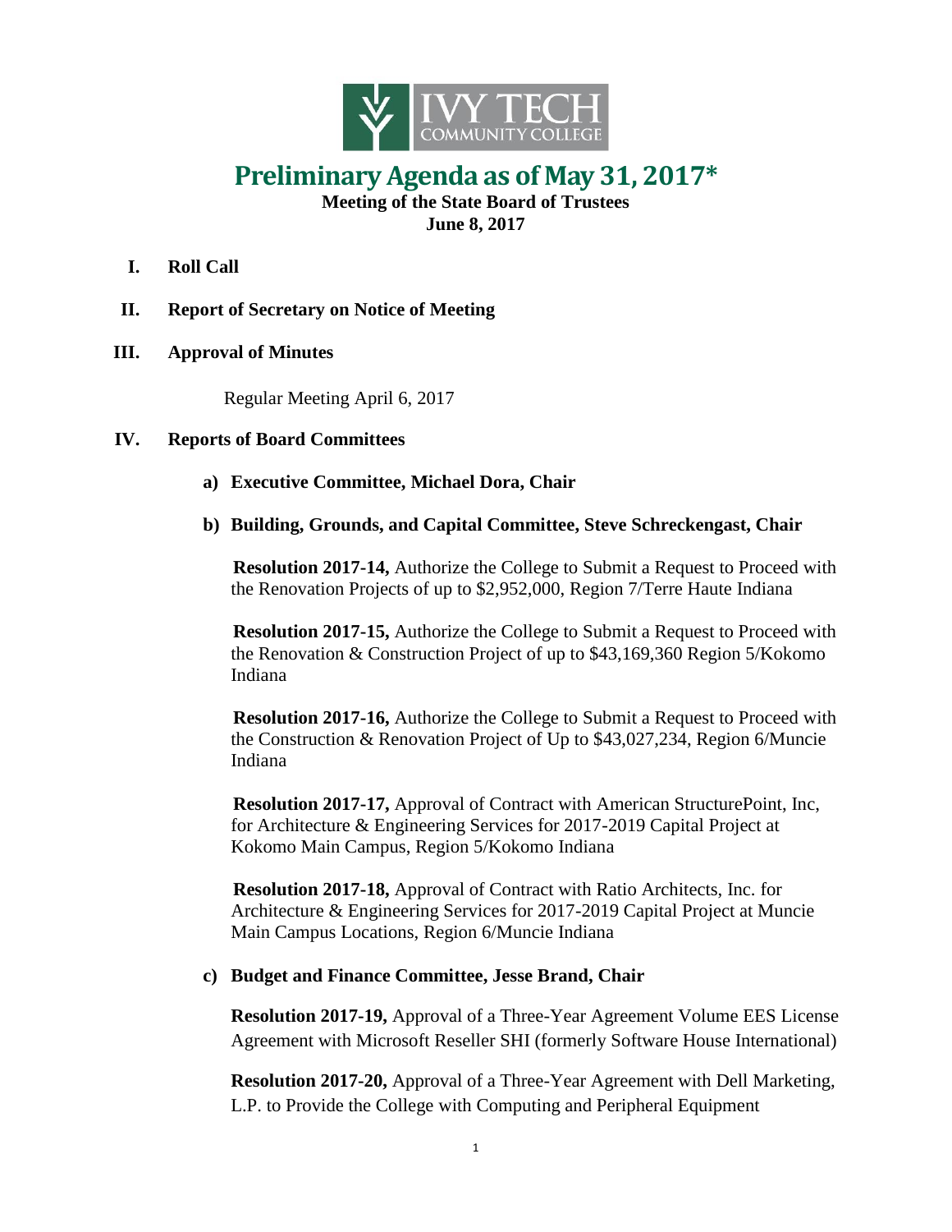# Preliminary Agenda as of May 31, 2017*

**Meeting of the State Board of Trustees**
**June 8, 2017**

**I. Roll Call**

**II. Report of Secretary on Notice of Meeting**

**III. Approval of Minutes**

Regular Meeting April 6, 2017

**IV. Reports of Board Committees**

**a) Executive Committee, Michael Dora, Chair**

**b) Building, Grounds, and Capital Committee, Steve Schreckengast, Chair**

**Resolution 2017-14,** Authorize the College to Submit a Request to Proceed with the Renovation Projects of up to $2,952,000, Region 7/Terre Haute Indiana

**Resolution 2017-15,** Authorize the College to Submit a Request to Proceed with the Renovation & Construction Project of up to $43,169,360 Region 5/Kokomo Indiana

**Resolution 2017-16,** Authorize the College to Submit a Request to Proceed with the Construction & Renovation Project of Up to $43,027,234, Region 6/Muncie Indiana

**Resolution 2017-17,** Approval of Contract with American StructurePoint, Inc, for Architecture & Engineering Services for 2017-2019 Capital Project at Kokomo Main Campus, Region 5/Kokomo Indiana

**Resolution 2017-18,** Approval of Contract with Ratio Architects, Inc. for Architecture & Engineering Services for 2017-2019 Capital Project at Muncie Main Campus Locations, Region 6/Muncie Indiana

**c) Budget and Finance Committee, Jesse Brand, Chair**

**Resolution 2017-19,** Approval of a Three-Year Agreement Volume EES License Agreement with Microsoft Reseller SHI (formerly Software House International)

**Resolution 2017-20,** Approval of a Three-Year Agreement with Dell Marketing, L.P. to Provide the College with Computing and Peripheral Equipment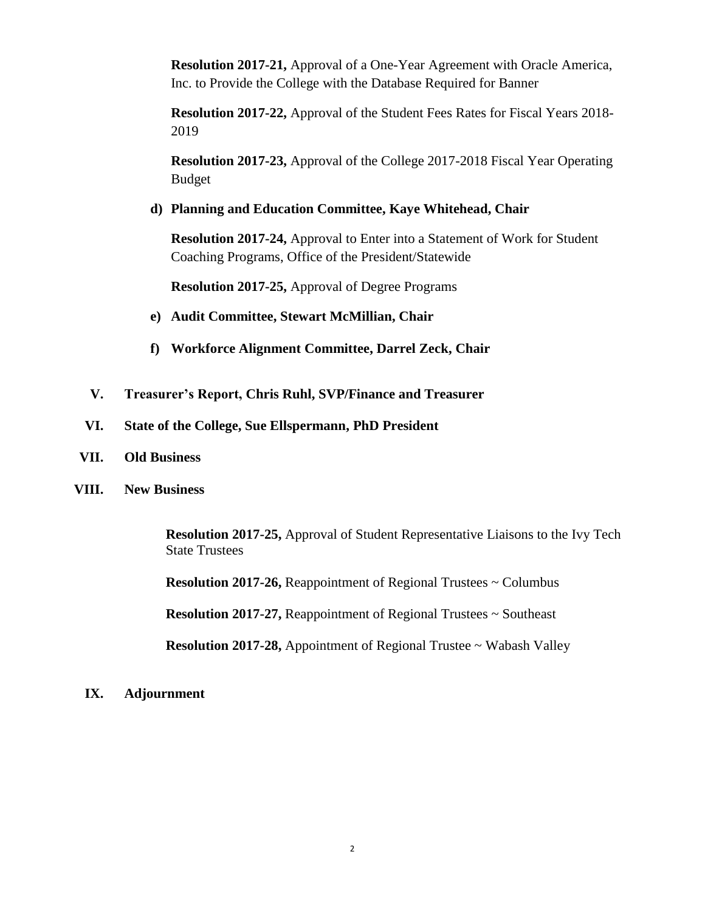**Resolution 2017-21,** Approval of a One-Year Agreement with Oracle America, Inc. to Provide the College with the Database Required for Banner

**Resolution 2017-22,** Approval of the Student Fees Rates for Fiscal Years 2018-2019

**Resolution 2017-23,** Approval of the College 2017-2018 Fiscal Year Operating Budget

**d) Planning and Education Committee, Kaye Whitehead, Chair**

**Resolution 2017-24,** Approval to Enter into a Statement of Work for Student Coaching Programs, Office of the President/Statewide

**Resolution 2017-25,** Approval of Degree Programs

**e) Audit Committee, Stewart McMillian, Chair**

**f) Workforce Alignment Committee, Darrel Zeck, Chair**

**V. Treasurer's Report, Chris Ruhl, SVP/Finance and Treasurer**

**VI. State of the College, Sue Ellspermann, PhD President**

**VII. Old Business**

**VIII. New Business**

**Resolution 2017-25,** Approval of Student Representative Liaisons to the Ivy Tech State Trustees

**Resolution 2017-26,** Reappointment of Regional Trustees ~ Columbus

**Resolution 2017-27,** Reappointment of Regional Trustees ~ Southeast

**Resolution 2017-28,** Appointment of Regional Trustee ~ Wabash Valley

**IX. Adjournment**